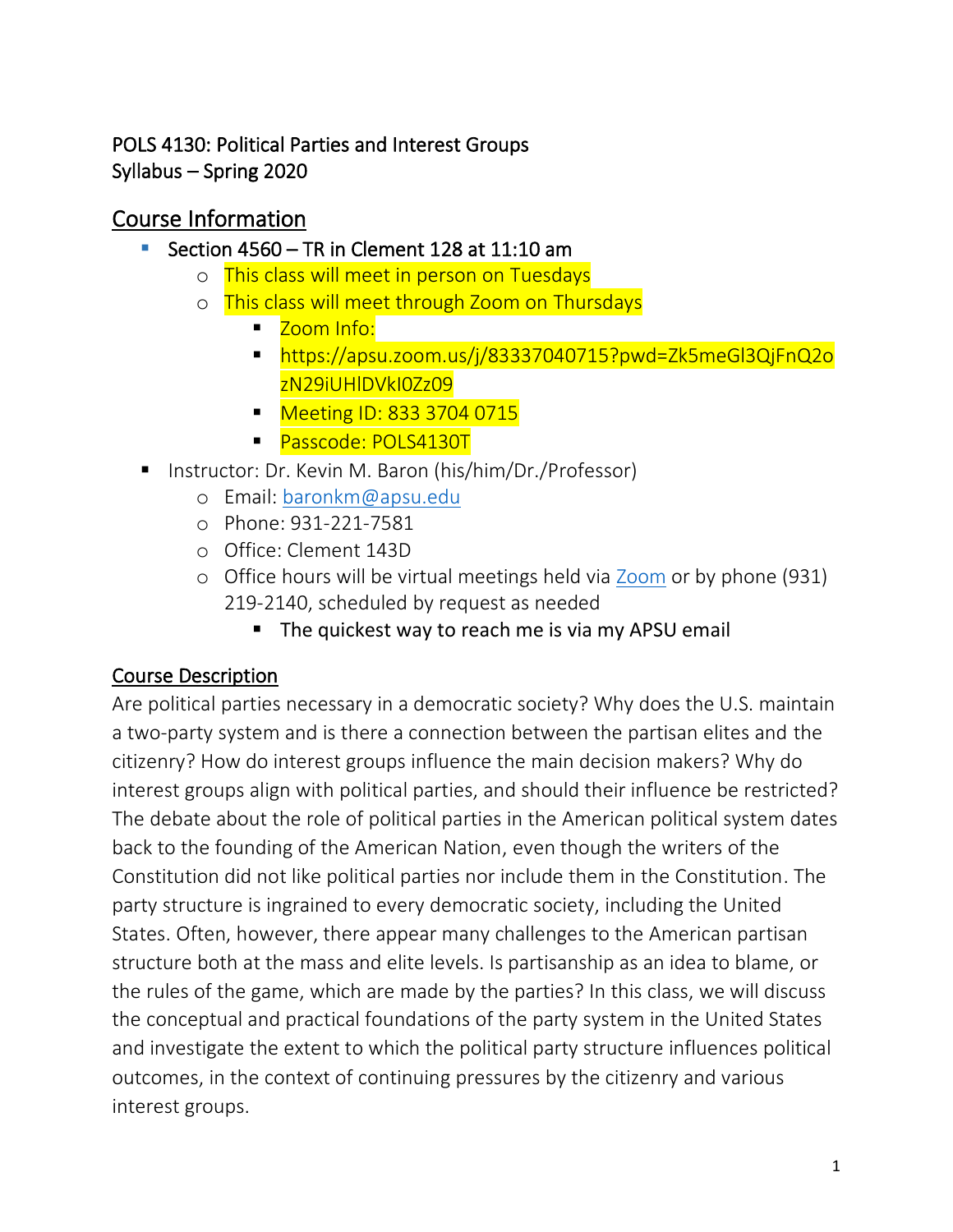POLS 4130: Political Parties and Interest Groups
Syllabus – Spring 2020

## Course Information

- Section 4560 – TR in Clement 128 at 11:10 am
    - This class will meet in person on Tuesdays
    - This class will meet through Zoom on Thursdays
        - Zoom Info:
        - https://apsu.zoom.us/j/83337040715?pwd=Zk5meGl3QjFnQ2ozN29iUHlDVkI0Zz09
        - Meeting ID: 833 3704 0715
        - Passcode: POLS4130T
- Instructor: Dr. Kevin M. Baron (his/him/Dr./Professor)
    - Email: baronkm@apsu.edu
    - Phone: 931-221-7581
    - Office: Clement 143D
    - Office hours will be virtual meetings held via Zoom or by phone (931) 219-2140, scheduled by request as needed
        - The quickest way to reach me is via my APSU email

## Course Description

Are political parties necessary in a democratic society? Why does the U.S. maintain a two-party system and is there a connection between the partisan elites and the citizenry? How do interest groups influence the main decision makers? Why do interest groups align with political parties, and should their influence be restricted? The debate about the role of political parties in the American political system dates back to the founding of the American Nation, even though the writers of the Constitution did not like political parties nor include them in the Constitution. The party structure is ingrained to every democratic society, including the United States. Often, however, there appear many challenges to the American partisan structure both at the mass and elite levels. Is partisanship as an idea to blame, or the rules of the game, which are made by the parties? In this class, we will discuss the conceptual and practical foundations of the party system in the United States and investigate the extent to which the political party structure influences political outcomes, in the context of continuing pressures by the citizenry and various interest groups.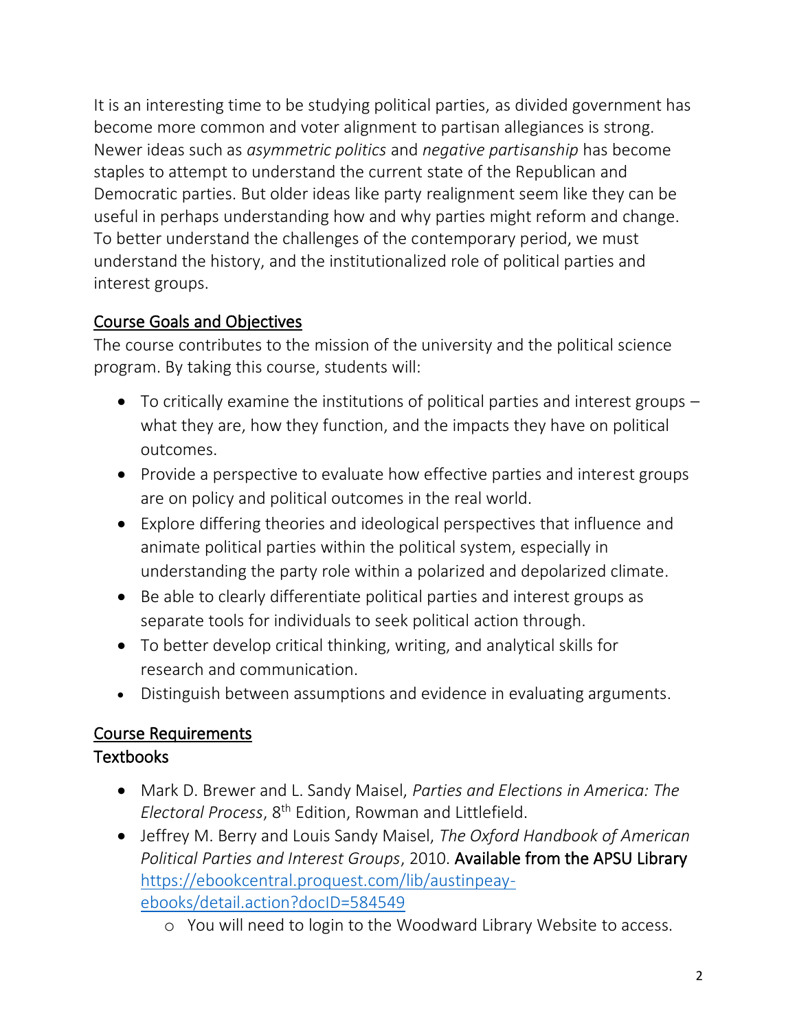It is an interesting time to be studying political parties, as divided government has become more common and voter alignment to partisan allegiances is strong. Newer ideas such as *asymmetric politics* and *negative partisanship* has become staples to attempt to understand the current state of the Republican and Democratic parties. But older ideas like party realignment seem like they can be useful in perhaps understanding how and why parties might reform and change. To better understand the challenges of the contemporary period, we must understand the history, and the institutionalized role of political parties and interest groups.

## Course Goals and Objectives

The course contributes to the mission of the university and the political science program. By taking this course, students will:

- To critically examine the institutions of political parties and interest groups – what they are, how they function, and the impacts they have on political outcomes.
- Provide a perspective to evaluate how effective parties and interest groups are on policy and political outcomes in the real world.
- Explore differing theories and ideological perspectives that influence and animate political parties within the political system, especially in understanding the party role within a polarized and depolarized climate.
- Be able to clearly differentiate political parties and interest groups as separate tools for individuals to seek political action through.
- To better develop critical thinking, writing, and analytical skills for research and communication.
- Distinguish between assumptions and evidence in evaluating arguments.

## Course Requirements

### Textbooks

- Mark D. Brewer and L. Sandy Maisel, *Parties and Elections in America: The Electoral Process*, 8th Edition, Rowman and Littlefield.
- Jeffrey M. Berry and Louis Sandy Maisel, *The Oxford Handbook of American Political Parties and Interest Groups*, 2010. Available from the APSU Library https://ebookcentral.proquest.com/lib/austinpeay-ebooks/detail.action?docID=584549
    - You will need to login to the Woodward Library Website to access.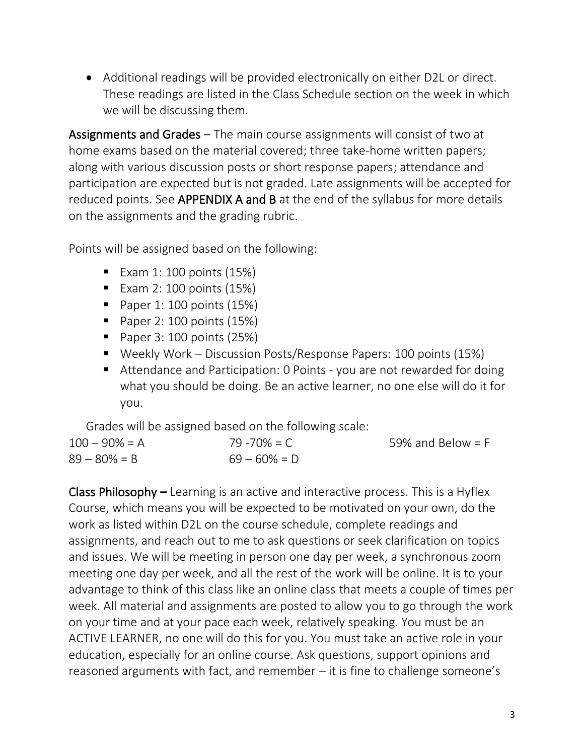- Additional readings will be provided electronically on either D2L or direct. These readings are listed in the Class Schedule section on the week in which we will be discussing them.

**Assignments and Grades** – The main course assignments will consist of two at home exams based on the material covered; three take-home written papers; along with various discussion posts or short response papers; attendance and participation are expected but is not graded. Late assignments will be accepted for reduced points. See **APPENDIX A and B** at the end of the syllabus for more details on the assignments and the grading rubric.

Points will be assigned based on the following:

- Exam 1: 100 points (15%)
- Exam 2: 100 points (15%)
- Paper 1: 100 points (15%)
- Paper 2: 100 points (15%)
- Paper 3: 100 points (25%)
- Weekly Work – Discussion Posts/Response Papers: 100 points (15%)
- Attendance and Participation: 0 Points - you are not rewarded for doing what you should be doing. Be an active learner, no one else will do it for you.

Grades will be assigned based on the following scale:

| | | |
|---|---|---|
| 100 – 90% = A | 79 -70% = C | 59% and Below = F |
| 89 – 80% = B | 69 – 60% = D | |

**Class Philosophy –** Learning is an active and interactive process. This is a Hyflex Course, which means you will be expected to be motivated on your own, do the work as listed within D2L on the course schedule, complete readings and assignments, and reach out to me to ask questions or seek clarification on topics and issues. We will be meeting in person one day per week, a synchronous zoom meeting one day per week, and all the rest of the work will be online. It is to your advantage to think of this class like an online class that meets a couple of times per week. All material and assignments are posted to allow you to go through the work on your time and at your pace each week, relatively speaking. You must be an ACTIVE LEARNER, no one will do this for you. You must take an active role in your education, especially for an online course. Ask questions, support opinions and reasoned arguments with fact, and remember – it is fine to challenge someone's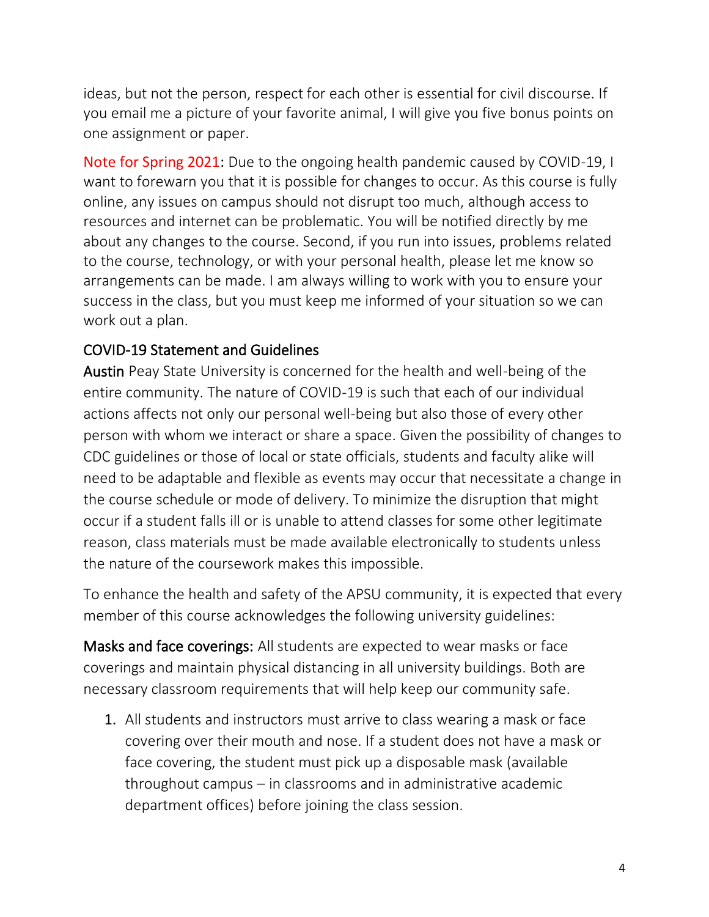ideas, but not the person, respect for each other is essential for civil discourse. If you email me a picture of your favorite animal, I will give you five bonus points on one assignment or paper.

Note for Spring 2021: Due to the ongoing health pandemic caused by COVID-19, I want to forewarn you that it is possible for changes to occur. As this course is fully online, any issues on campus should not disrupt too much, although access to resources and internet can be problematic. You will be notified directly by me about any changes to the course. Second, if you run into issues, problems related to the course, technology, or with your personal health, please let me know so arrangements can be made. I am always willing to work with you to ensure your success in the class, but you must keep me informed of your situation so we can work out a plan.

### COVID-19 Statement and Guidelines

Austin Peay State University is concerned for the health and well-being of the entire community. The nature of COVID-19 is such that each of our individual actions affects not only our personal well-being but also those of every other person with whom we interact or share a space. Given the possibility of changes to CDC guidelines or those of local or state officials, students and faculty alike will need to be adaptable and flexible as events may occur that necessitate a change in the course schedule or mode of delivery. To minimize the disruption that might occur if a student falls ill or is unable to attend classes for some other legitimate reason, class materials must be made available electronically to students unless the nature of the coursework makes this impossible.

To enhance the health and safety of the APSU community, it is expected that every member of this course acknowledges the following university guidelines:

**Masks and face coverings:** All students are expected to wear masks or face coverings and maintain physical distancing in all university buildings. Both are necessary classroom requirements that will help keep our community safe.

1. All students and instructors must arrive to class wearing a mask or face covering over their mouth and nose. If a student does not have a mask or face covering, the student must pick up a disposable mask (available throughout campus – in classrooms and in administrative academic department offices) before joining the class session.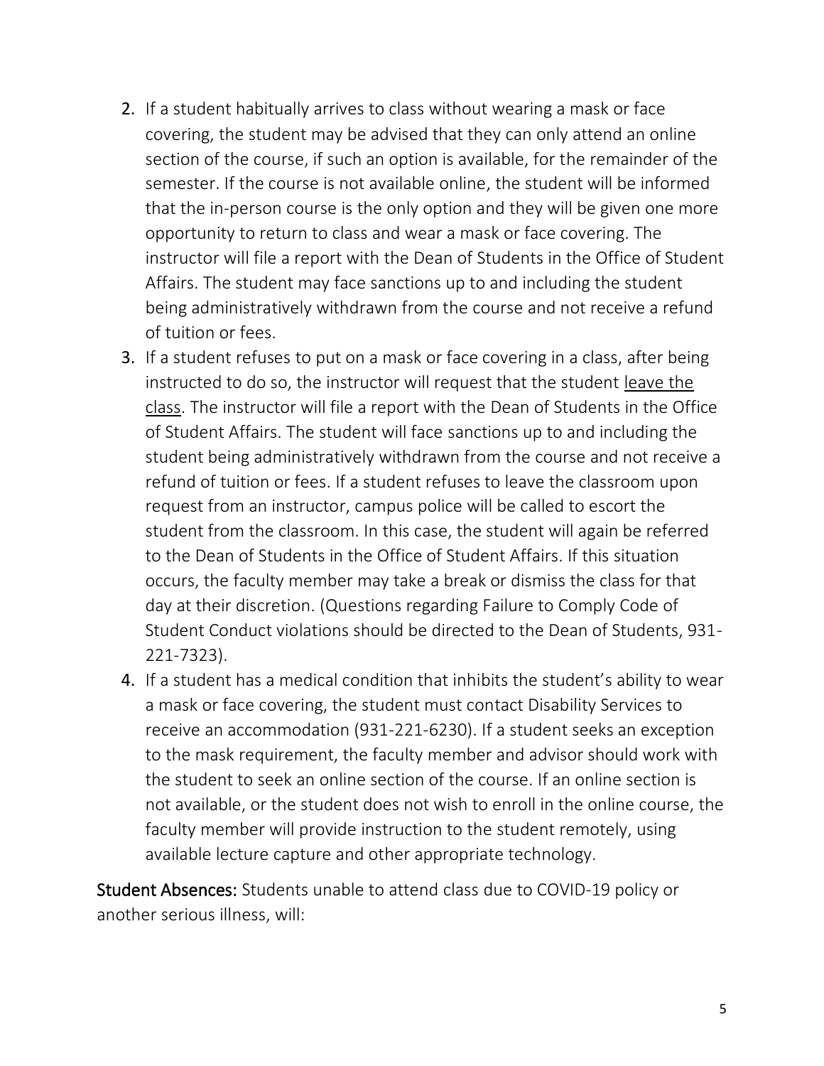2. If a student habitually arrives to class without wearing a mask or face covering, the student may be advised that they can only attend an online section of the course, if such an option is available, for the remainder of the semester. If the course is not available online, the student will be informed that the in-person course is the only option and they will be given one more opportunity to return to class and wear a mask or face covering. The instructor will file a report with the Dean of Students in the Office of Student Affairs. The student may face sanctions up to and including the student being administratively withdrawn from the course and not receive a refund of tuition or fees.
3. If a student refuses to put on a mask or face covering in a class, after being instructed to do so, the instructor will request that the student <u>leave the class</u>. The instructor will file a report with the Dean of Students in the Office of Student Affairs. The student will face sanctions up to and including the student being administratively withdrawn from the course and not receive a refund of tuition or fees. If a student refuses to leave the classroom upon request from an instructor, campus police will be called to escort the student from the classroom. In this case, the student will again be referred to the Dean of Students in the Office of Student Affairs. If this situation occurs, the faculty member may take a break or dismiss the class for that day at their discretion. (Questions regarding Failure to Comply Code of Student Conduct violations should be directed to the Dean of Students, 931-221-7323).
4. If a student has a medical condition that inhibits the student's ability to wear a mask or face covering, the student must contact Disability Services to receive an accommodation (931-221-6230). If a student seeks an exception to the mask requirement, the faculty member and advisor should work with the student to seek an online section of the course. If an online section is not available, or the student does not wish to enroll in the online course, the faculty member will provide instruction to the student remotely, using available lecture capture and other appropriate technology.

**Student Absences:** Students unable to attend class due to COVID-19 policy or another serious illness, will: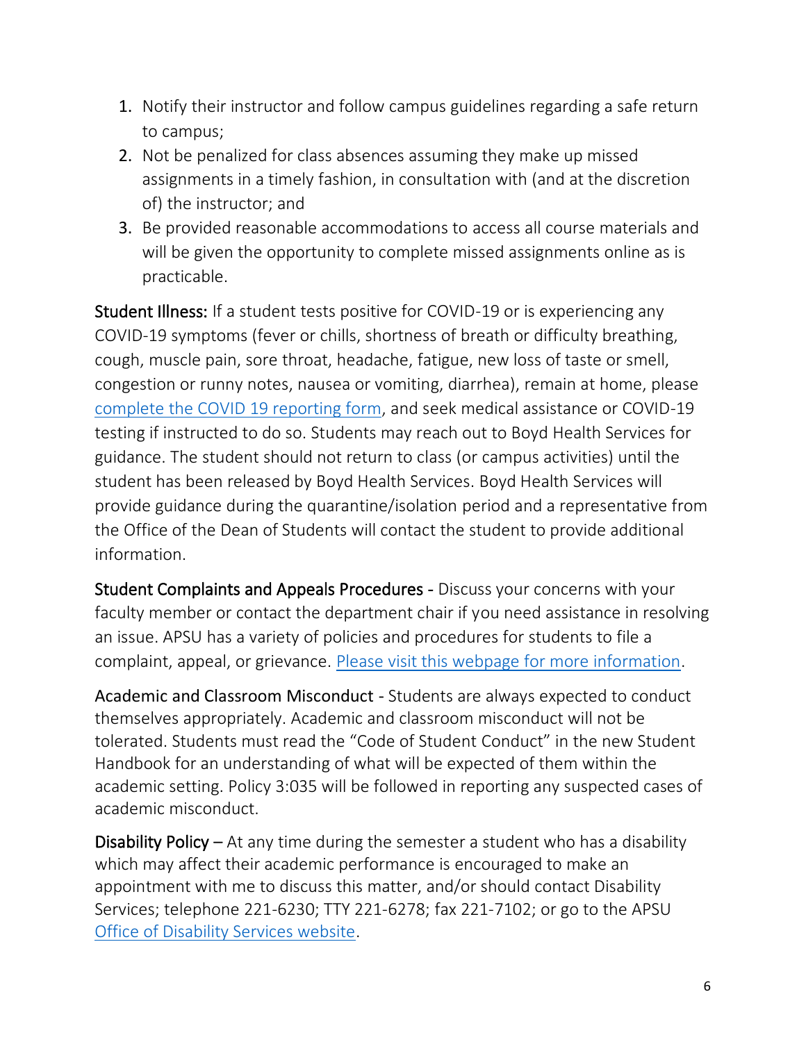1. Notify their instructor and follow campus guidelines regarding a safe return to campus;
2. Not be penalized for class absences assuming they make up missed assignments in a timely fashion, in consultation with (and at the discretion of) the instructor; and
3. Be provided reasonable accommodations to access all course materials and will be given the opportunity to complete missed assignments online as is practicable.

**Student Illness:** If a student tests positive for COVID-19 or is experiencing any COVID-19 symptoms (fever or chills, shortness of breath or difficulty breathing, cough, muscle pain, sore throat, headache, fatigue, new loss of taste or smell, congestion or runny notes, nausea or vomiting, diarrhea), remain at home, please complete the COVID 19 reporting form, and seek medical assistance or COVID-19 testing if instructed to do so. Students may reach out to Boyd Health Services for guidance. The student should not return to class (or campus activities) until the student has been released by Boyd Health Services. Boyd Health Services will provide guidance during the quarantine/isolation period and a representative from the Office of the Dean of Students will contact the student to provide additional information.

**Student Complaints and Appeals Procedures** - Discuss your concerns with your faculty member or contact the department chair if you need assistance in resolving an issue. APSU has a variety of policies and procedures for students to file a complaint, appeal, or grievance. Please visit this webpage for more information.

**Academic and Classroom Misconduct** - Students are always expected to conduct themselves appropriately. Academic and classroom misconduct will not be tolerated. Students must read the "Code of Student Conduct" in the new Student Handbook for an understanding of what will be expected of them within the academic setting. Policy 3:035 will be followed in reporting any suspected cases of academic misconduct.

**Disability Policy** – At any time during the semester a student who has a disability which may affect their academic performance is encouraged to make an appointment with me to discuss this matter, and/or should contact Disability Services; telephone 221-6230; TTY 221-6278; fax 221-7102; or go to the APSU Office of Disability Services website.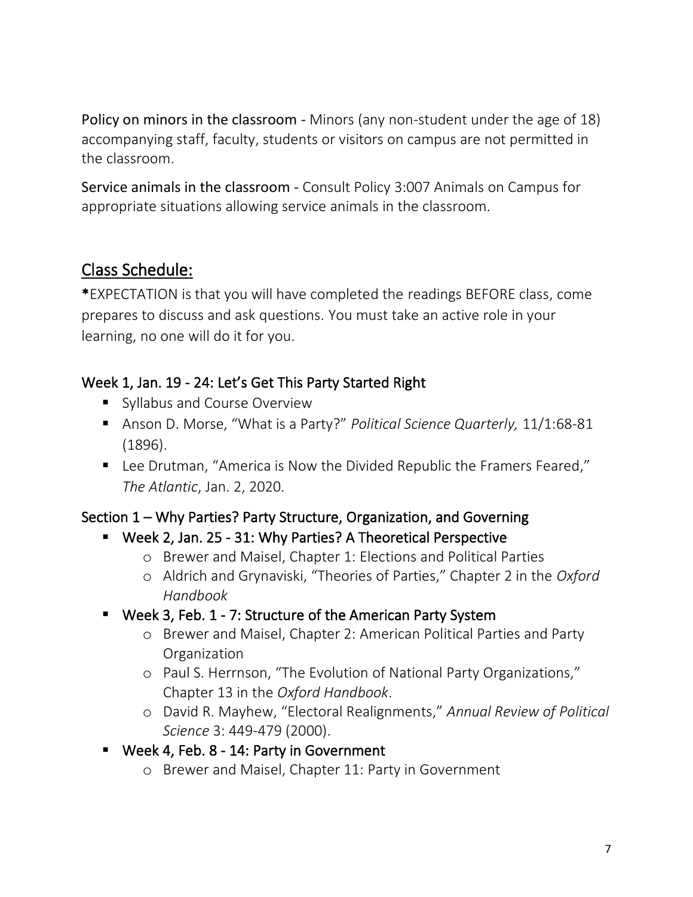Policy on minors in the classroom - Minors (any non-student under the age of 18) accompanying staff, faculty, students or visitors on campus are not permitted in the classroom.

Service animals in the classroom - Consult Policy 3:007 Animals on Campus for appropriate situations allowing service animals in the classroom.

## Class Schedule:

***EXPECTATION** is that you will have completed the readings BEFORE class, come prepares to discuss and ask questions. You must take an active role in your learning, no one will do it for you.

### Week 1, Jan. 19 - 24: Let's Get This Party Started Right

- Syllabus and Course Overview
- Anson D. Morse, "What is a Party?" *Political Science Quarterly,* 11/1:68-81 (1896).
- Lee Drutman, "America is Now the Divided Republic the Framers Feared," *The Atlantic*, Jan. 2, 2020.

### Section 1 – Why Parties? Party Structure, Organization, and Governing

- Week 2, Jan. 25 - 31: Why Parties? A Theoretical Perspective
  - Brewer and Maisel, Chapter 1: Elections and Political Parties
  - Aldrich and Grynaviski, "Theories of Parties," Chapter 2 in the *Oxford Handbook*
- Week 3, Feb. 1 - 7: Structure of the American Party System
  - Brewer and Maisel, Chapter 2: American Political Parties and Party Organization
  - Paul S. Herrnson, "The Evolution of National Party Organizations," Chapter 13 in the *Oxford Handbook*.
  - David R. Mayhew, "Electoral Realignments," *Annual Review of Political Science* 3: 449-479 (2000).
- Week 4, Feb. 8 - 14: Party in Government
  - Brewer and Maisel, Chapter 11: Party in Government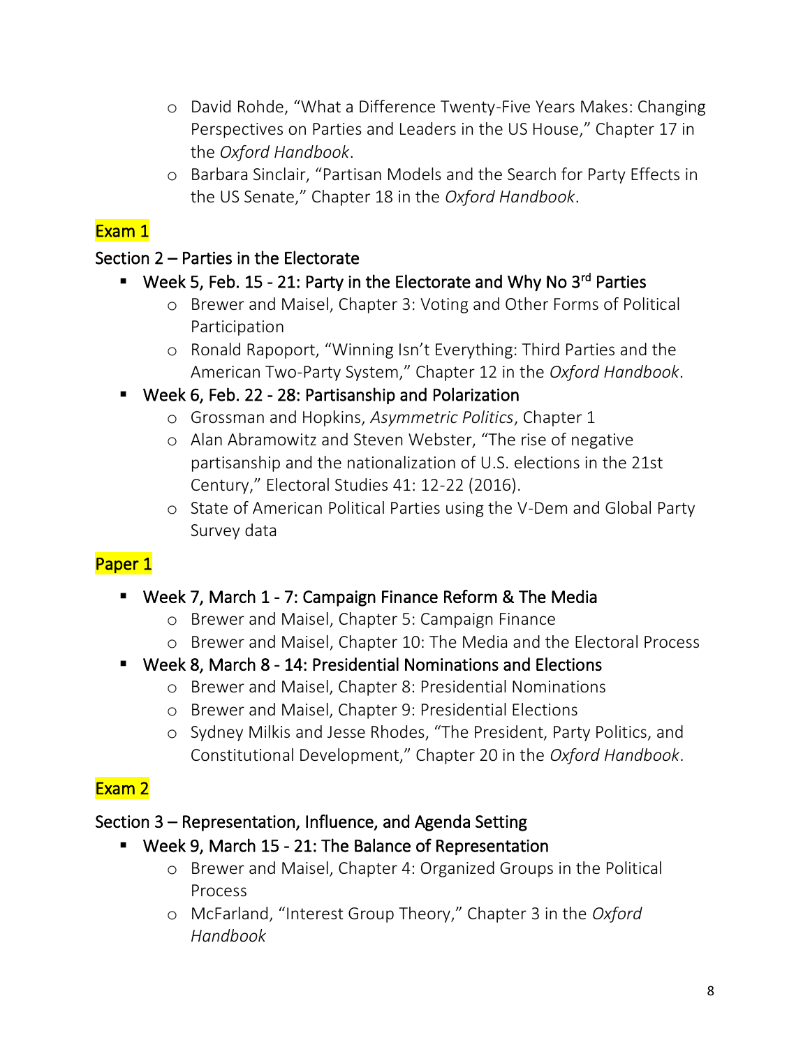- David Rohde, "What a Difference Twenty-Five Years Makes: Changing Perspectives on Parties and Leaders in the US House," Chapter 17 in the *Oxford Handbook*.
- Barbara Sinclair, "Partisan Models and the Search for Party Effects in the US Senate," Chapter 18 in the *Oxford Handbook*.

**Exam 1**

### Section 2 – Parties in the Electorate

- Week 5, Feb. 15 - 21: Party in the Electorate and Why No 3rd Parties
  - Brewer and Maisel, Chapter 3: Voting and Other Forms of Political Participation
  - Ronald Rapoport, "Winning Isn't Everything: Third Parties and the American Two-Party System," Chapter 12 in the *Oxford Handbook*.
- Week 6, Feb. 22 - 28: Partisanship and Polarization
  - Grossman and Hopkins, *Asymmetric Politics*, Chapter 1
  - Alan Abramowitz and Steven Webster, "The rise of negative partisanship and the nationalization of U.S. elections in the 21st Century," Electoral Studies 41: 12-22 (2016).
  - State of American Political Parties using the V-Dem and Global Party Survey data

**Paper 1**

- Week 7, March 1 - 7: Campaign Finance Reform & The Media
  - Brewer and Maisel, Chapter 5: Campaign Finance
  - Brewer and Maisel, Chapter 10: The Media and the Electoral Process
- Week 8, March 8 - 14: Presidential Nominations and Elections
  - Brewer and Maisel, Chapter 8: Presidential Nominations
  - Brewer and Maisel, Chapter 9: Presidential Elections
  - Sydney Milkis and Jesse Rhodes, "The President, Party Politics, and Constitutional Development," Chapter 20 in the *Oxford Handbook*.

**Exam 2**

### Section 3 – Representation, Influence, and Agenda Setting

- Week 9, March 15 - 21: The Balance of Representation
  - Brewer and Maisel, Chapter 4: Organized Groups in the Political Process
  - McFarland, "Interest Group Theory," Chapter 3 in the *Oxford Handbook*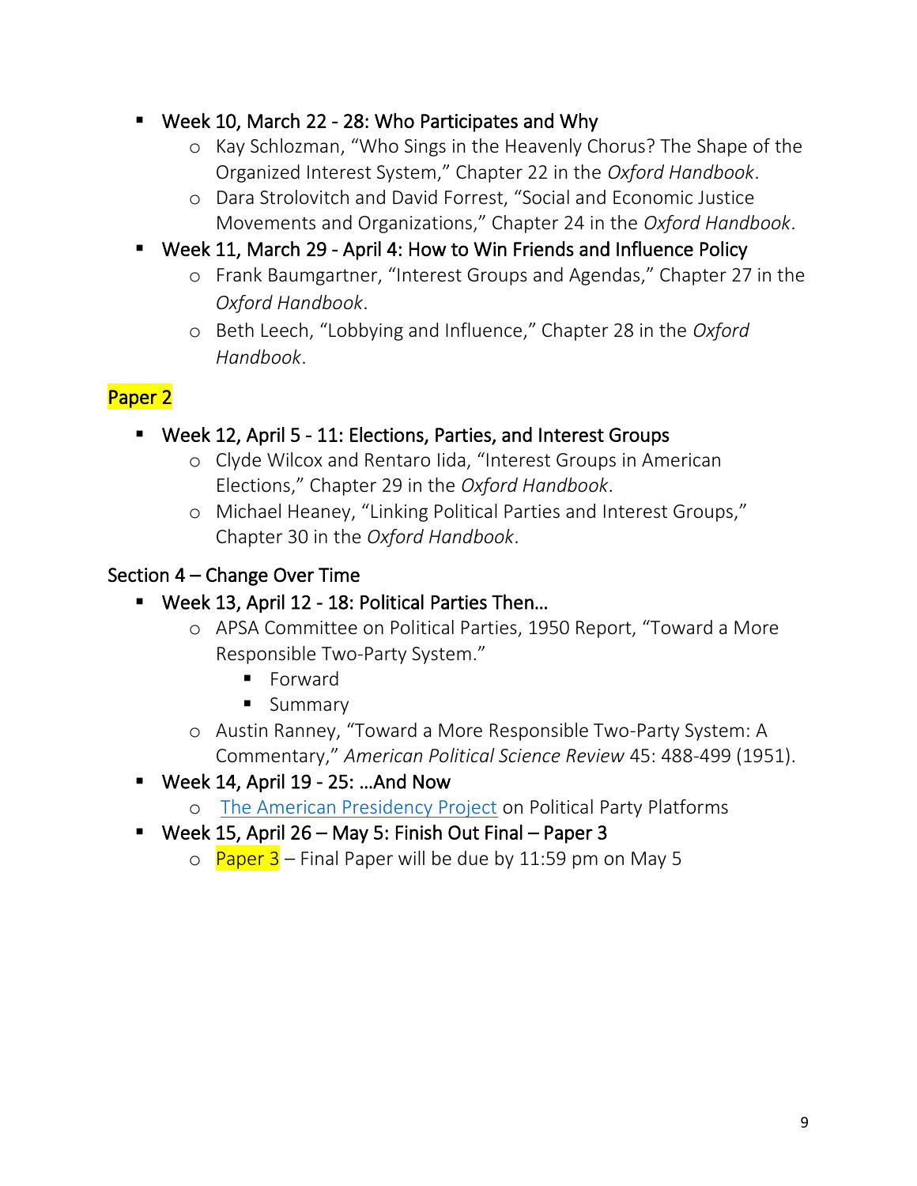- Week 10, March 22 - 28: Who Participates and Why
    - Kay Schlozman, "Who Sings in the Heavenly Chorus? The Shape of the Organized Interest System," Chapter 22 in the *Oxford Handbook*.
    - Dara Strolovitch and David Forrest, "Social and Economic Justice Movements and Organizations," Chapter 24 in the *Oxford Handbook*.
- Week 11, March 29 - April 4: How to Win Friends and Influence Policy
    - Frank Baumgartner, "Interest Groups and Agendas," Chapter 27 in the *Oxford Handbook*.
    - Beth Leech, "Lobbying and Influence," Chapter 28 in the *Oxford Handbook*.

Paper 2

- Week 12, April 5 - 11: Elections, Parties, and Interest Groups
    - Clyde Wilcox and Rentaro Iida, "Interest Groups in American Elections," Chapter 29 in the *Oxford Handbook*.
    - Michael Heaney, "Linking Political Parties and Interest Groups," Chapter 30 in the *Oxford Handbook*.

Section 4 – Change Over Time

- Week 13, April 12 - 18: Political Parties Then…
    - APSA Committee on Political Parties, 1950 Report, "Toward a More Responsible Two-Party System."
        - Forward
        - Summary
    - Austin Ranney, "Toward a More Responsible Two-Party System: A Commentary," *American Political Science Review* 45: 488-499 (1951).
- Week 14, April 19 - 25: …And Now
    - The American Presidency Project on Political Party Platforms
- Week 15, April 26 – May 5: Finish Out Final – Paper 3
    - Paper 3 – Final Paper will be due by 11:59 pm on May 5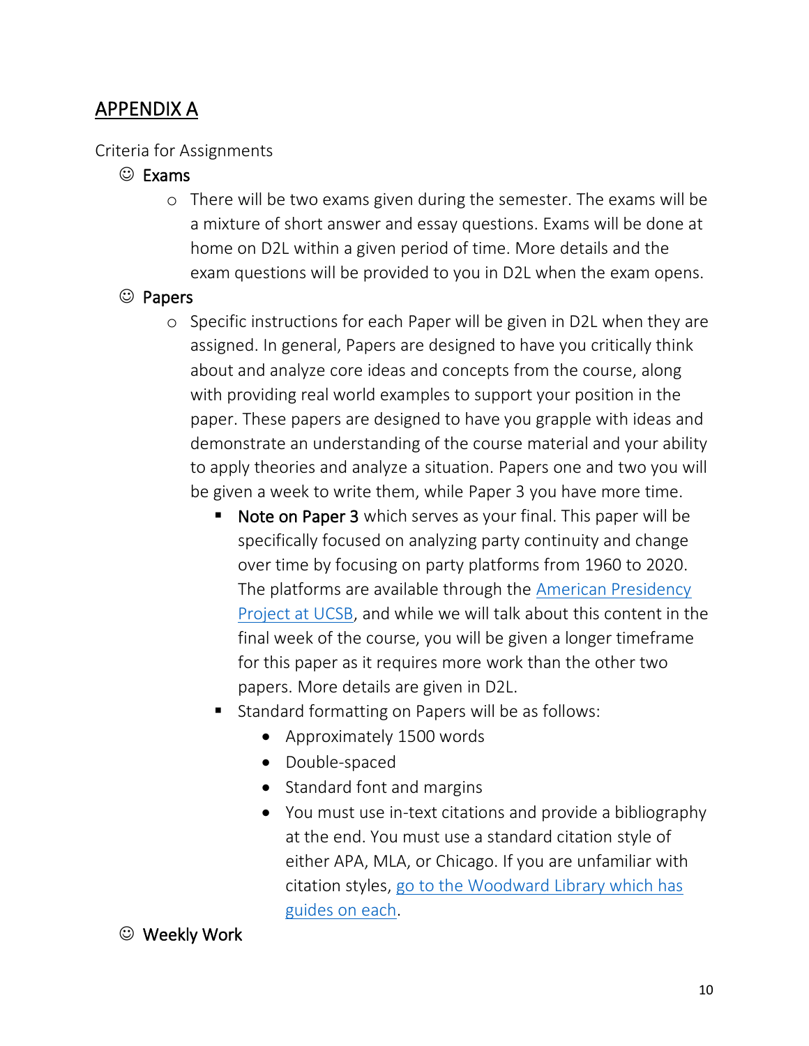## APPENDIX A

Criteria for Assignments

- ☺ Exams
    - There will be two exams given during the semester. The exams will be a mixture of short answer and essay questions. Exams will be done at home on D2L within a given period of time. More details and the exam questions will be provided to you in D2L when the exam opens.
- ☺ Papers
    - Specific instructions for each Paper will be given in D2L when they are assigned. In general, Papers are designed to have you critically think about and analyze core ideas and concepts from the course, along with providing real world examples to support your position in the paper. These papers are designed to have you grapple with ideas and demonstrate an understanding of the course material and your ability to apply theories and analyze a situation. Papers one and two you will be given a week to write them, while Paper 3 you have more time.
        - Note on Paper 3 which serves as your final. This paper will be specifically focused on analyzing party continuity and change over time by focusing on party platforms from 1960 to 2020. The platforms are available through the American Presidency Project at UCSB, and while we will talk about this content in the final week of the course, you will be given a longer timeframe for this paper as it requires more work than the other two papers. More details are given in D2L.
        - Standard formatting on Papers will be as follows:
            - Approximately 1500 words
            - Double-spaced
            - Standard font and margins
            - You must use in-text citations and provide a bibliography at the end. You must use a standard citation style of either APA, MLA, or Chicago. If you are unfamiliar with citation styles, go to the Woodward Library which has guides on each.
- ☺ Weekly Work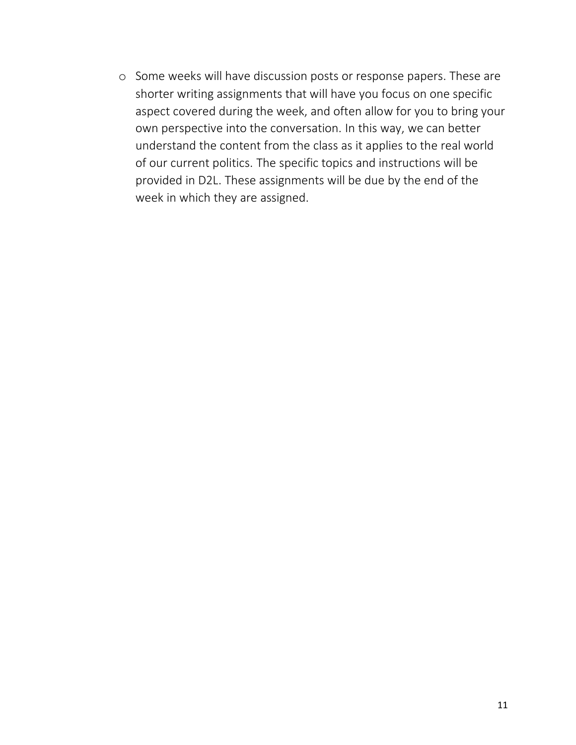- Some weeks will have discussion posts or response papers. These are shorter writing assignments that will have you focus on one specific aspect covered during the week, and often allow for you to bring your own perspective into the conversation. In this way, we can better understand the content from the class as it applies to the real world of our current politics. The specific topics and instructions will be provided in D2L. These assignments will be due by the end of the week in which they are assigned.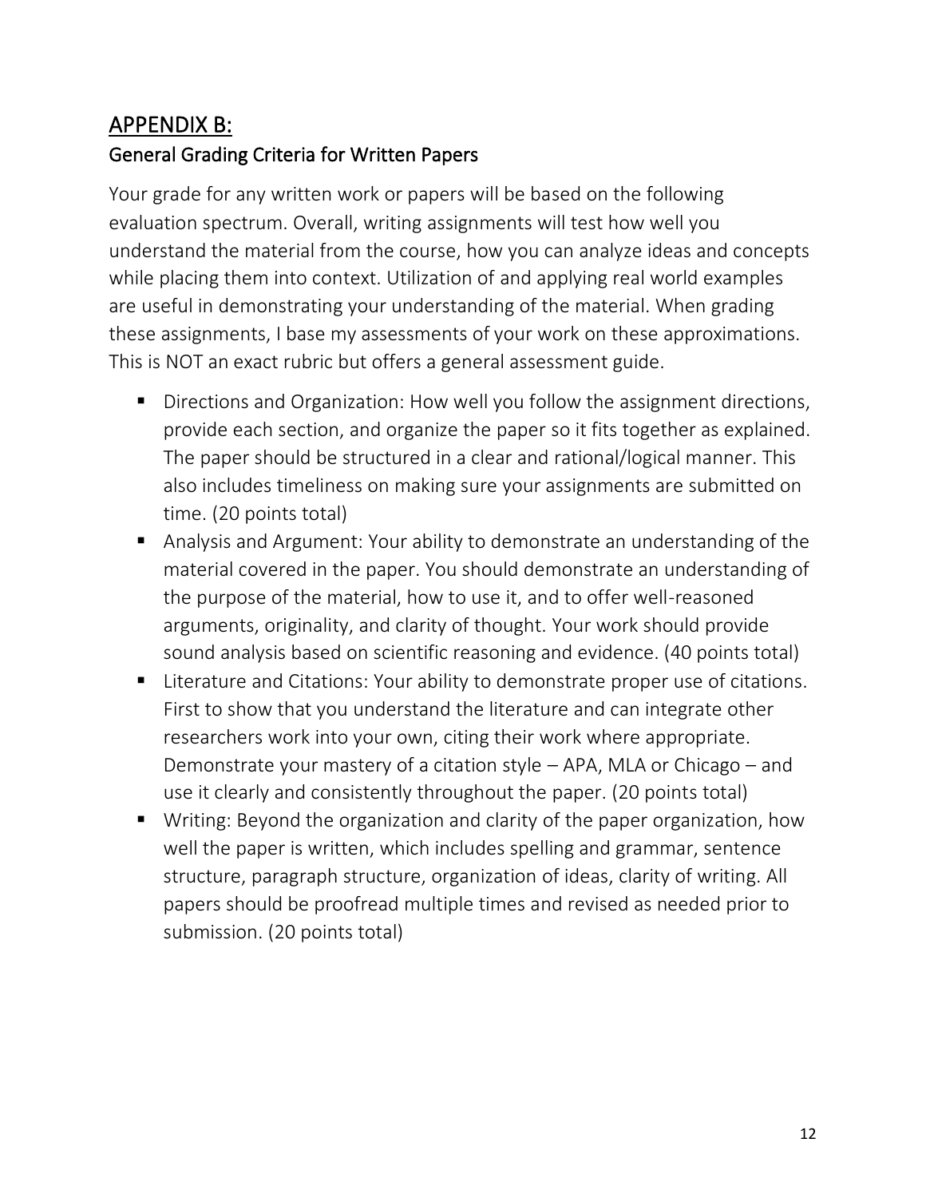## APPENDIX B:

### General Grading Criteria for Written Papers

Your grade for any written work or papers will be based on the following evaluation spectrum. Overall, writing assignments will test how well you understand the material from the course, how you can analyze ideas and concepts while placing them into context. Utilization of and applying real world examples are useful in demonstrating your understanding of the material. When grading these assignments, I base my assessments of your work on these approximations. This is NOT an exact rubric but offers a general assessment guide.

- Directions and Organization: How well you follow the assignment directions, provide each section, and organize the paper so it fits together as explained. The paper should be structured in a clear and rational/logical manner. This also includes timeliness on making sure your assignments are submitted on time. (20 points total)
- Analysis and Argument: Your ability to demonstrate an understanding of the material covered in the paper. You should demonstrate an understanding of the purpose of the material, how to use it, and to offer well-reasoned arguments, originality, and clarity of thought. Your work should provide sound analysis based on scientific reasoning and evidence. (40 points total)
- Literature and Citations: Your ability to demonstrate proper use of citations. First to show that you understand the literature and can integrate other researchers work into your own, citing their work where appropriate. Demonstrate your mastery of a citation style – APA, MLA or Chicago – and use it clearly and consistently throughout the paper. (20 points total)
- Writing: Beyond the organization and clarity of the paper organization, how well the paper is written, which includes spelling and grammar, sentence structure, paragraph structure, organization of ideas, clarity of writing. All papers should be proofread multiple times and revised as needed prior to submission. (20 points total)